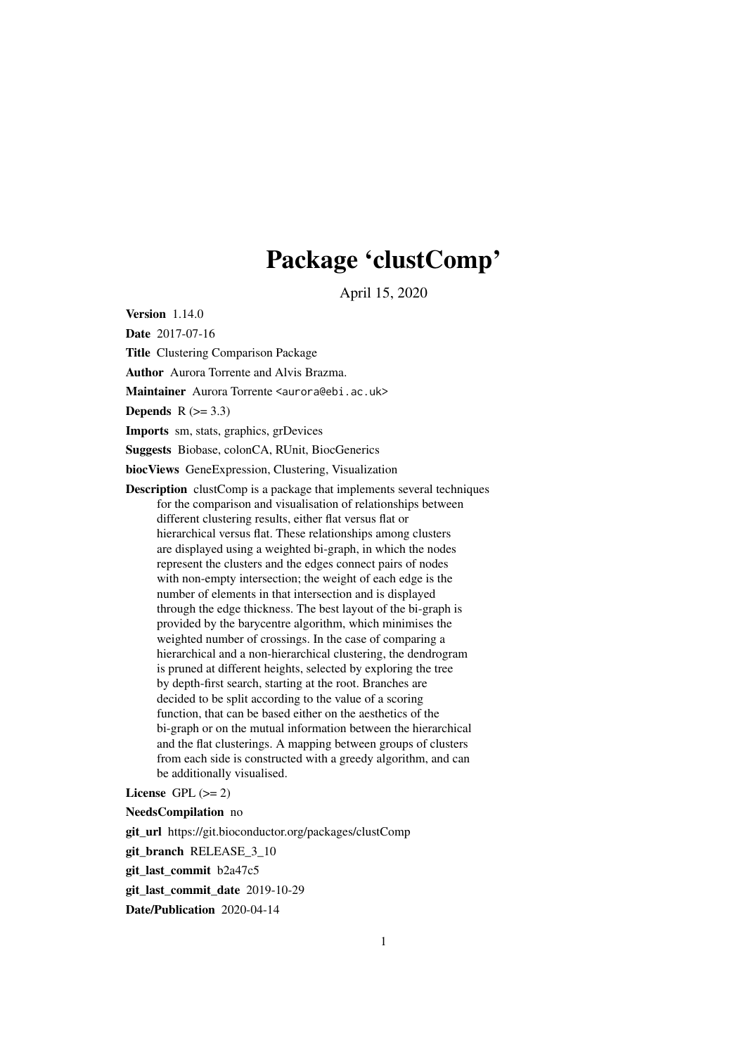# Package 'clustComp'

April 15, 2020

**Version** 1.14.0

**Date** 2017-07-16

**Title** Clustering Comparison Package

**Author** Aurora Torrente and Alvis Brazma.

**Maintainer** Aurora Torrente <aurora@ebi.ac.uk>

**Depends** R (>= 3.3)

**Imports** sm, stats, graphics, grDevices

**Suggests** Biobase, colonCA, RUnit, BiocGenerics

**biocViews** GeneExpression, Clustering, Visualization

**Description** clustComp is a package that implements several techniques for the comparison and visualisation of relationships between different clustering results, either flat versus flat or hierarchical versus flat. These relationships among clusters are displayed using a weighted bi-graph, in which the nodes represent the clusters and the edges connect pairs of nodes with non-empty intersection; the weight of each edge is the number of elements in that intersection and is displayed through the edge thickness. The best layout of the bi-graph is provided by the barycentre algorithm, which minimises the weighted number of crossings. In the case of comparing a hierarchical and a non-hierarchical clustering, the dendrogram is pruned at different heights, selected by exploring the tree by depth-first search, starting at the root. Branches are decided to be split according to the value of a scoring function, that can be based either on the aesthetics of the bi-graph or on the mutual information between the hierarchical and the flat clusterings. A mapping between groups of clusters from each side is constructed with a greedy algorithm, and can be additionally visualised.

**License** GPL (>= 2)

**NeedsCompilation** no

**git_url** https://git.bioconductor.org/packages/clustComp

**git_branch** RELEASE_3_10

**git_last_commit** b2a47c5

**git_last_commit_date** 2019-10-29

**Date/Publication** 2020-04-14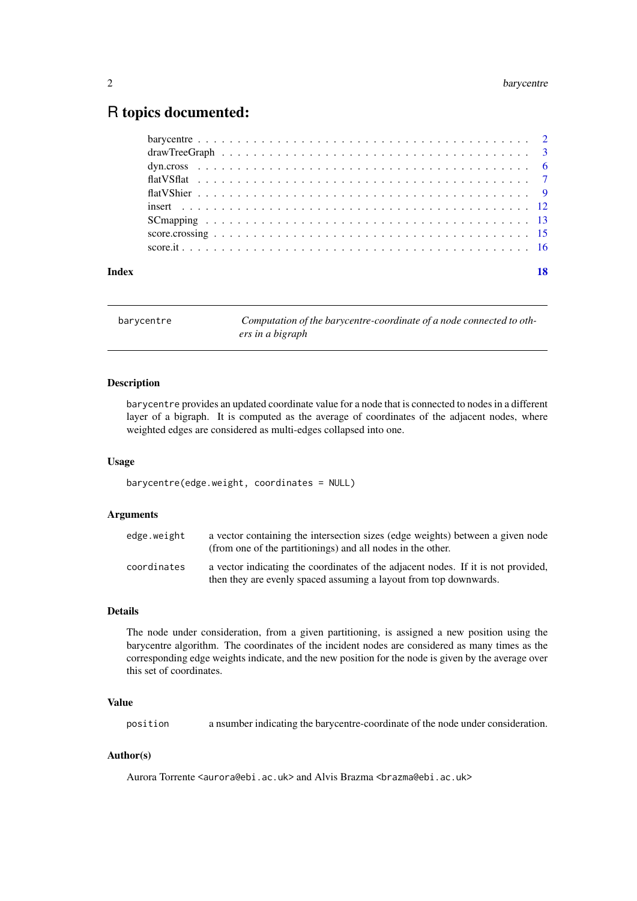# R topics documented:

| | |
|---|---|
| barycentre | 2 |
| drawTreeGraph | 3 |
| dyn.cross | 6 |
| flatVSflat | 7 |
| flatVShier | 9 |
| insert | 12 |
| SCmapping | 13 |
| score.crossing | 15 |
| score.it | 16 |

**Index** **18**

---

`barycentre` *Computation of the barycentre-coordinate of a node connected to others in a bigraph*

---

### Description

`barycentre` provides an updated coordinate value for a node that is connected to nodes in a different layer of a bigraph. It is computed as the average of coordinates of the adjacent nodes, where weighted edges are considered as multi-edges collapsed into one.

### Usage

```
barycentre(edge.weight, coordinates = NULL)
```

### Arguments

| | |
|---|---|
| `edge.weight` | a vector containing the intersection sizes (edge weights) between a given node (from one of the partitionings) and all nodes in the other. |
| `coordinates` | a vector indicating the coordinates of the adjacent nodes. If it is not provided, then they are evenly spaced assuming a layout from top downwards. |

### Details

The node under consideration, from a given partitioning, is assigned a new position using the barycentre algorithm. The coordinates of the incident nodes are considered as many times as the corresponding edge weights indicate, and the new position for the node is given by the average over this set of coordinates.

### Value

| | |
|---|---|
| `position` | a nsumber indicating the barycentre-coordinate of the node under consideration. |

### Author(s)

Aurora Torrente <aurora@ebi.ac.uk> and Alvis Brazma <brazma@ebi.ac.uk>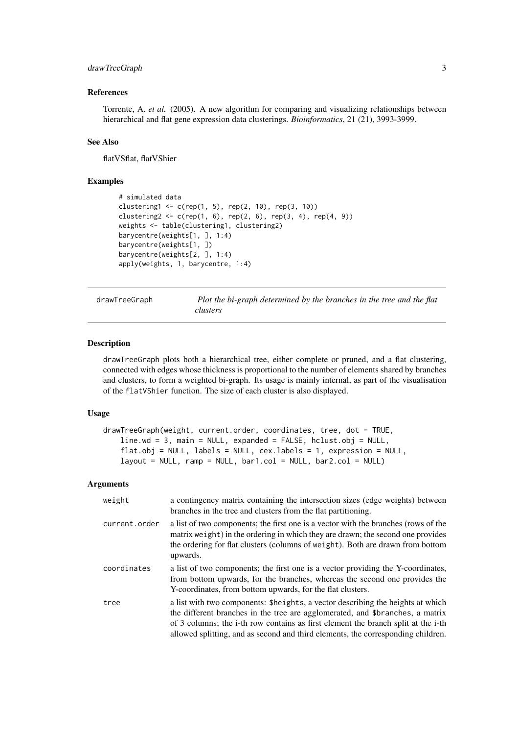## References

Torrente, A. *et al.* (2005). A new algorithm for comparing and visualizing relationships between hierarchical and flat gene expression data clusterings. *Bioinformatics*, 21 (21), 3993-3999.

## See Also

flatVSflat, flatVShier

## Examples

```
# simulated data
clustering1 <- c(rep(1, 5), rep(2, 10), rep(3, 10))
clustering2 <- c(rep(1, 6), rep(2, 6), rep(3, 4), rep(4, 9))
weights <- table(clustering1, clustering2)
barycentre(weights[1, ], 1:4)
barycentre(weights[1, ])
barycentre(weights[2, ], 1:4)
apply(weights, 1, barycentre, 1:4)
```

---

# drawTreeGraph — *Plot the bi-graph determined by the branches in the tree and the flat clusters*

---

## Description

drawTreeGraph plots both a hierarchical tree, either complete or pruned, and a flat clustering, connected with edges whose thickness is proportional to the number of elements shared by branches and clusters, to form a weighted bi-graph. Its usage is mainly internal, as part of the visualisation of the `flatVShier` function. The size of each cluster is also displayed.

## Usage

```
drawTreeGraph(weight, current.order, coordinates, tree, dot = TRUE,
    line.wd = 3, main = NULL, expanded = FALSE, hclust.obj = NULL,
    flat.obj = NULL, labels = NULL, cex.labels = 1, expression = NULL,
    layout = NULL, ramp = NULL, bar1.col = NULL, bar2.col = NULL)
```

## Arguments

| | |
|---|---|
| `weight` | a contingency matrix containing the intersection sizes (edge weights) between branches in the tree and clusters from the flat partitioning. |
| `current.order` | a list of two components; the first one is a vector with the branches (rows of the matrix `weight`) in the ordering in which they are drawn; the second one provides the ordering for flat clusters (columns of `weight`). Both are drawn from bottom upwards. |
| `coordinates` | a list of two components; the first one is a vector providing the Y-coordinates, from bottom upwards, for the branches, whereas the second one provides the Y-coordinates, from bottom upwards, for the flat clusters. |
| `tree` | a list with two components: `$heights`, a vector describing the heights at which the different branches in the tree are agglomerated, and `$branches`, a matrix of 3 columns; the i-th row contains as first element the branch split at the i-th allowed splitting, and as second and third elements, the corresponding children. |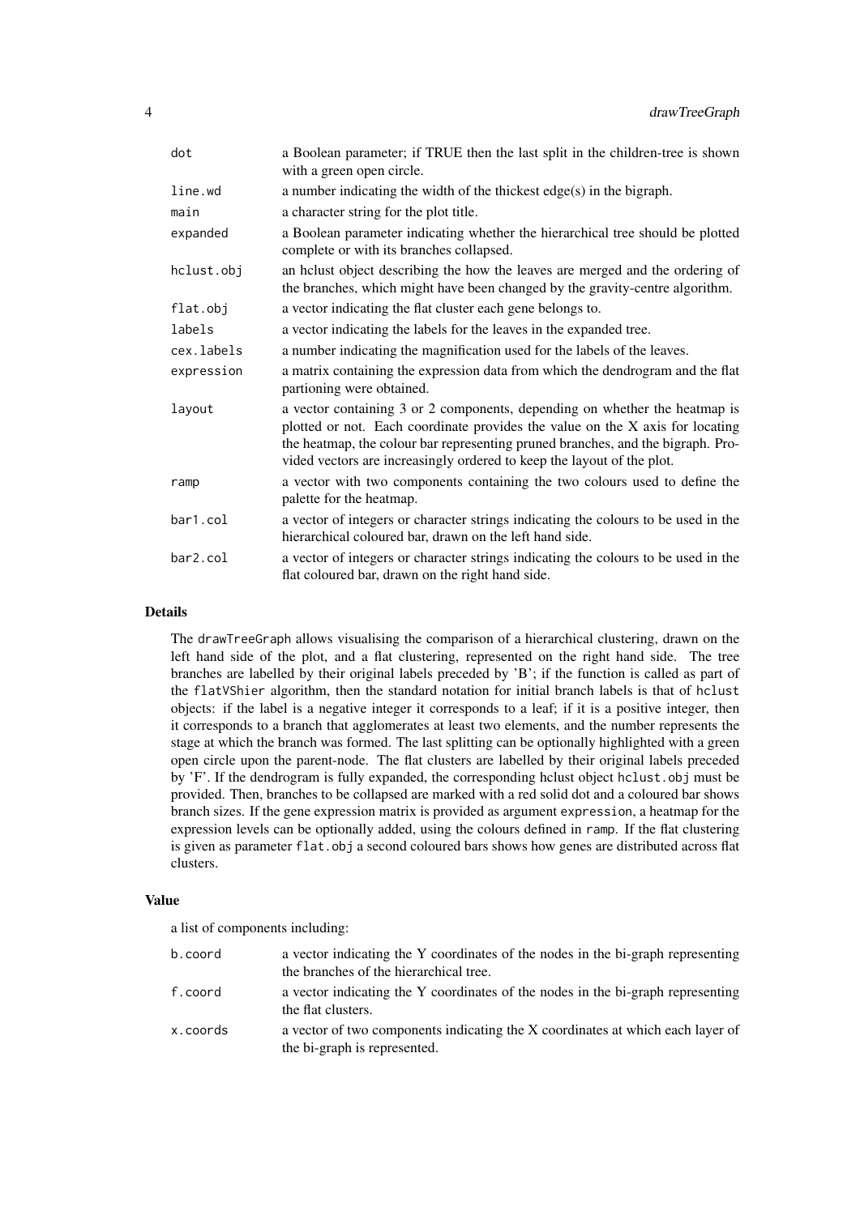| | |
|---|---|
| `dot` | a Boolean parameter; if TRUE then the last split in the children-tree is shown with a green open circle. |
| `line.wd` | a number indicating the width of the thickest edge(s) in the bigraph. |
| `main` | a character string for the plot title. |
| `expanded` | a Boolean parameter indicating whether the hierarchical tree should be plotted complete or with its branches collapsed. |
| `hclust.obj` | an hclust object describing the how the leaves are merged and the ordering of the branches, which might have been changed by the gravity-centre algorithm. |
| `flat.obj` | a vector indicating the flat cluster each gene belongs to. |
| `labels` | a vector indicating the labels for the leaves in the expanded tree. |
| `cex.labels` | a number indicating the magnification used for the labels of the leaves. |
| `expression` | a matrix containing the expression data from which the dendrogram and the flat partioning were obtained. |
| `layout` | a vector containing 3 or 2 components, depending on whether the heatmap is plotted or not. Each coordinate provides the value on the X axis for locating the heatmap, the colour bar representing pruned branches, and the bigraph. Provided vectors are increasingly ordered to keep the layout of the plot. |
| `ramp` | a vector with two components containing the two colours used to define the palette for the heatmap. |
| `bar1.col` | a vector of integers or character strings indicating the colours to be used in the hierarchical coloured bar, drawn on the left hand side. |
| `bar2.col` | a vector of integers or character strings indicating the colours to be used in the flat coloured bar, drawn on the right hand side. |

## Details

The `drawTreeGraph` allows visualising the comparison of a hierarchical clustering, drawn on the left hand side of the plot, and a flat clustering, represented on the right hand side. The tree branches are labelled by their original labels preceded by 'B'; if the function is called as part of the `flatVShier` algorithm, then the standard notation for initial branch labels is that of `hclust` objects: if the label is a negative integer it corresponds to a leaf; if it is a positive integer, then it corresponds to a branch that agglomerates at least two elements, and the number represents the stage at which the branch was formed. The last splitting can be optionally highlighted with a green open circle upon the parent-node. The flat clusters are labelled by their original labels preceded by 'F'. If the dendrogram is fully expanded, the corresponding hclust object `hclust.obj` must be provided. Then, branches to be collapsed are marked with a red solid dot and a coloured bar shows branch sizes. If the gene expression matrix is provided as argument `expression`, a heatmap for the expression levels can be optionally added, using the colours defined in `ramp`. If the flat clustering is given as parameter `flat.obj` a second coloured bars shows how genes are distributed across flat clusters.

## Value

a list of components including:

| | |
|---|---|
| `b.coord` | a vector indicating the Y coordinates of the nodes in the bi-graph representing the branches of the hierarchical tree. |
| `f.coord` | a vector indicating the Y coordinates of the nodes in the bi-graph representing the flat clusters. |
| `x.coords` | a vector of two components indicating the X coordinates at which each layer of the bi-graph is represented. |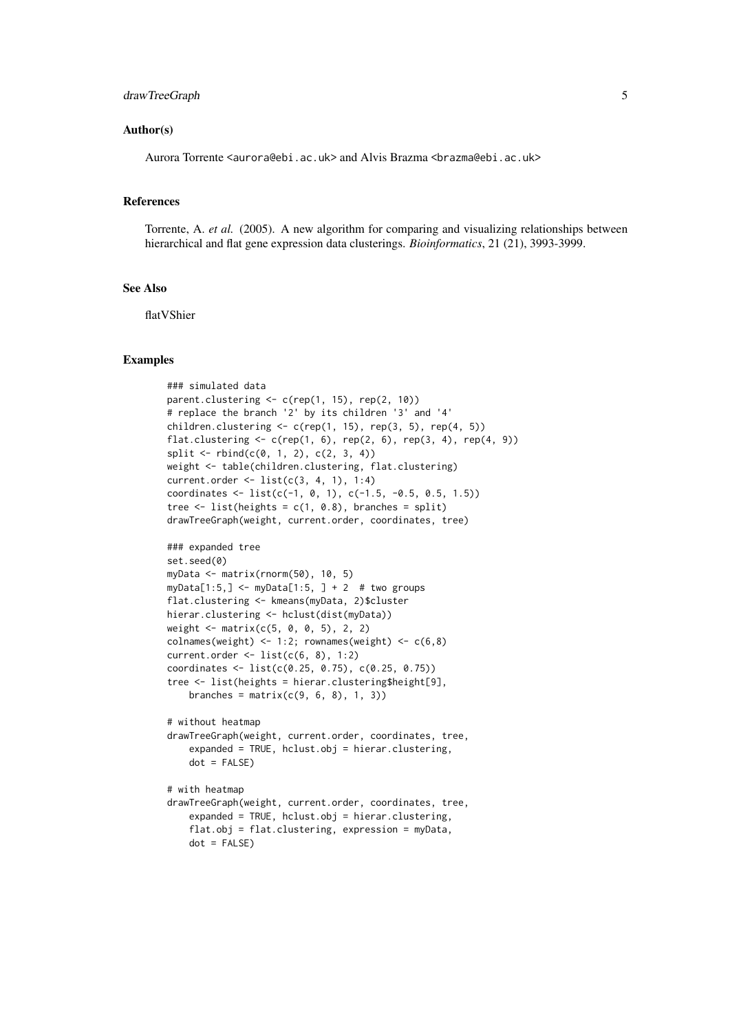## Author(s)

Aurora Torrente <aurora@ebi.ac.uk> and Alvis Brazma <brazma@ebi.ac.uk>

## References

Torrente, A. *et al.* (2005). A new algorithm for comparing and visualizing relationships between hierarchical and flat gene expression data clusterings. *Bioinformatics*, 21 (21), 3993-3999.

## See Also

flatVShier

## Examples

```
### simulated data
parent.clustering <- c(rep(1, 15), rep(2, 10))
# replace the branch '2' by its children '3' and '4'
children.clustering <- c(rep(1, 15), rep(3, 5), rep(4, 5))
flat.clustering <- c(rep(1, 6), rep(2, 6), rep(3, 4), rep(4, 9))
split <- rbind(c(0, 1, 2), c(2, 3, 4))
weight <- table(children.clustering, flat.clustering)
current.order <- list(c(3, 4, 1), 1:4)
coordinates <- list(c(-1, 0, 1), c(-1.5, -0.5, 0.5, 1.5))
tree <- list(heights = c(1, 0.8), branches = split)
drawTreeGraph(weight, current.order, coordinates, tree)

### expanded tree
set.seed(0)
myData <- matrix(rnorm(50), 10, 5)
myData[1:5,] <- myData[1:5, ] + 2  # two groups
flat.clustering <- kmeans(myData, 2)$cluster
hierar.clustering <- hclust(dist(myData))
weight <- matrix(c(5, 0, 0, 5), 2, 2)
colnames(weight) <- 1:2; rownames(weight) <- c(6,8)
current.order <- list(c(6, 8), 1:2)
coordinates <- list(c(0.25, 0.75), c(0.25, 0.75))
tree <- list(heights = hierar.clustering$height[9],
    branches = matrix(c(9, 6, 8), 1, 3))

# without heatmap
drawTreeGraph(weight, current.order, coordinates, tree,
    expanded = TRUE, hclust.obj = hierar.clustering,
    dot = FALSE)

# with heatmap
drawTreeGraph(weight, current.order, coordinates, tree,
    expanded = TRUE, hclust.obj = hierar.clustering,
    flat.obj = flat.clustering, expression = myData,
    dot = FALSE)
```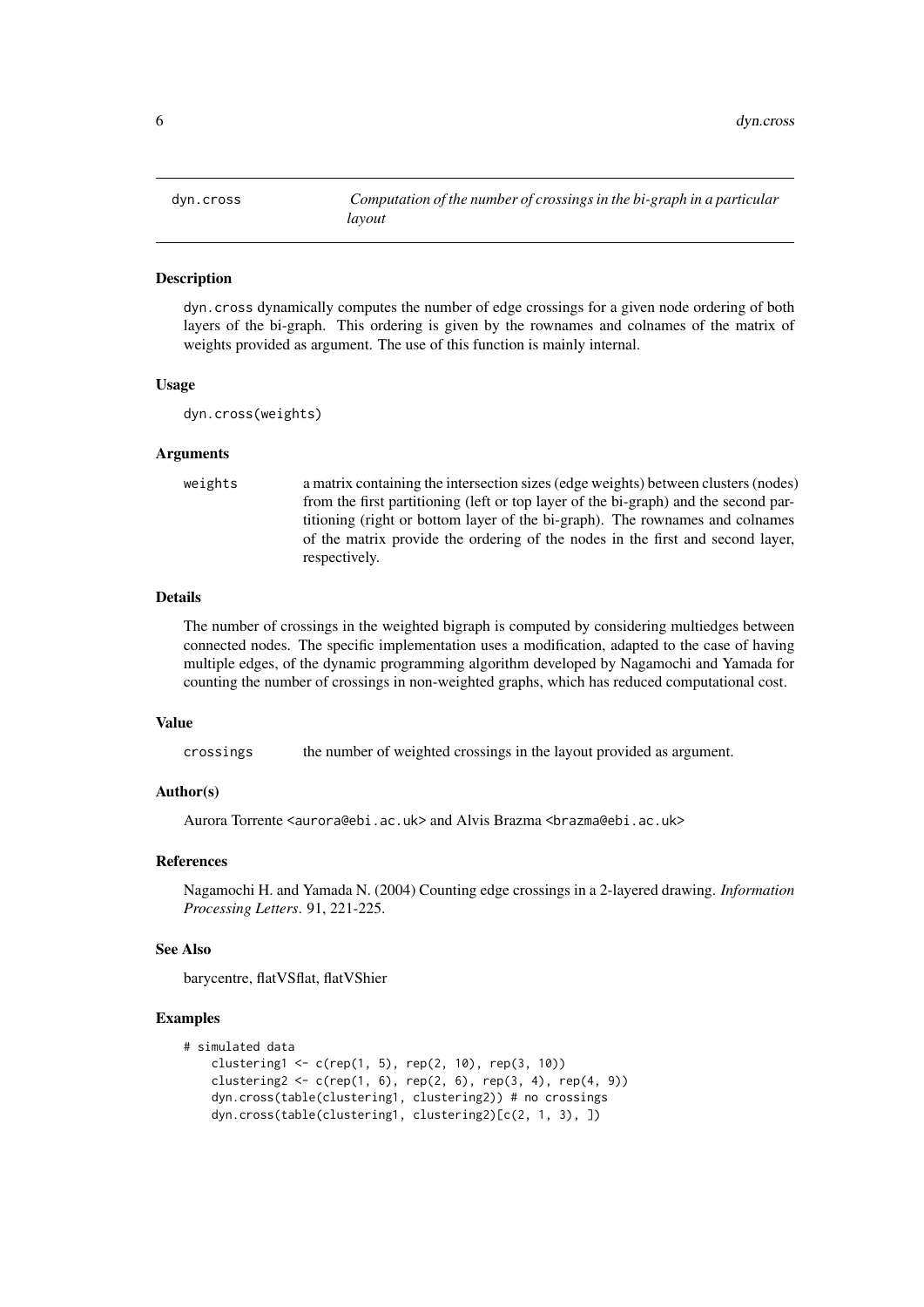# dyn.cross — *Computation of the number of crossings in the bi-graph in a particular layout*

## Description

dyn.cross dynamically computes the number of edge crossings for a given node ordering of both layers of the bi-graph. This ordering is given by the rownames and colnames of the matrix of weights provided as argument. The use of this function is mainly internal.

## Usage

```
dyn.cross(weights)
```

## Arguments

| | |
|---|---|
| weights | a matrix containing the intersection sizes (edge weights) between clusters (nodes) from the first partitioning (left or top layer of the bi-graph) and the second partitioning (right or bottom layer of the bi-graph). The rownames and colnames of the matrix provide the ordering of the nodes in the first and second layer, respectively. |

## Details

The number of crossings in the weighted bigraph is computed by considering multiedges between connected nodes. The specific implementation uses a modification, adapted to the case of having multiple edges, of the dynamic programming algorithm developed by Nagamochi and Yamada for counting the number of crossings in non-weighted graphs, which has reduced computational cost.

## Value

| | |
|---|---|
| crossings | the number of weighted crossings in the layout provided as argument. |

## Author(s)

Aurora Torrente <aurora@ebi.ac.uk> and Alvis Brazma <brazma@ebi.ac.uk>

## References

Nagamochi H. and Yamada N. (2004) Counting edge crossings in a 2-layered drawing. *Information Processing Letters*. 91, 221-225.

## See Also

barycentre, flatVSflat, flatVShier

## Examples

```
# simulated data
    clustering1 <- c(rep(1, 5), rep(2, 10), rep(3, 10))
    clustering2 <- c(rep(1, 6), rep(2, 6), rep(3, 4), rep(4, 9))
    dyn.cross(table(clustering1, clustering2)) # no crossings
    dyn.cross(table(clustering1, clustering2)[c(2, 1, 3), ])
```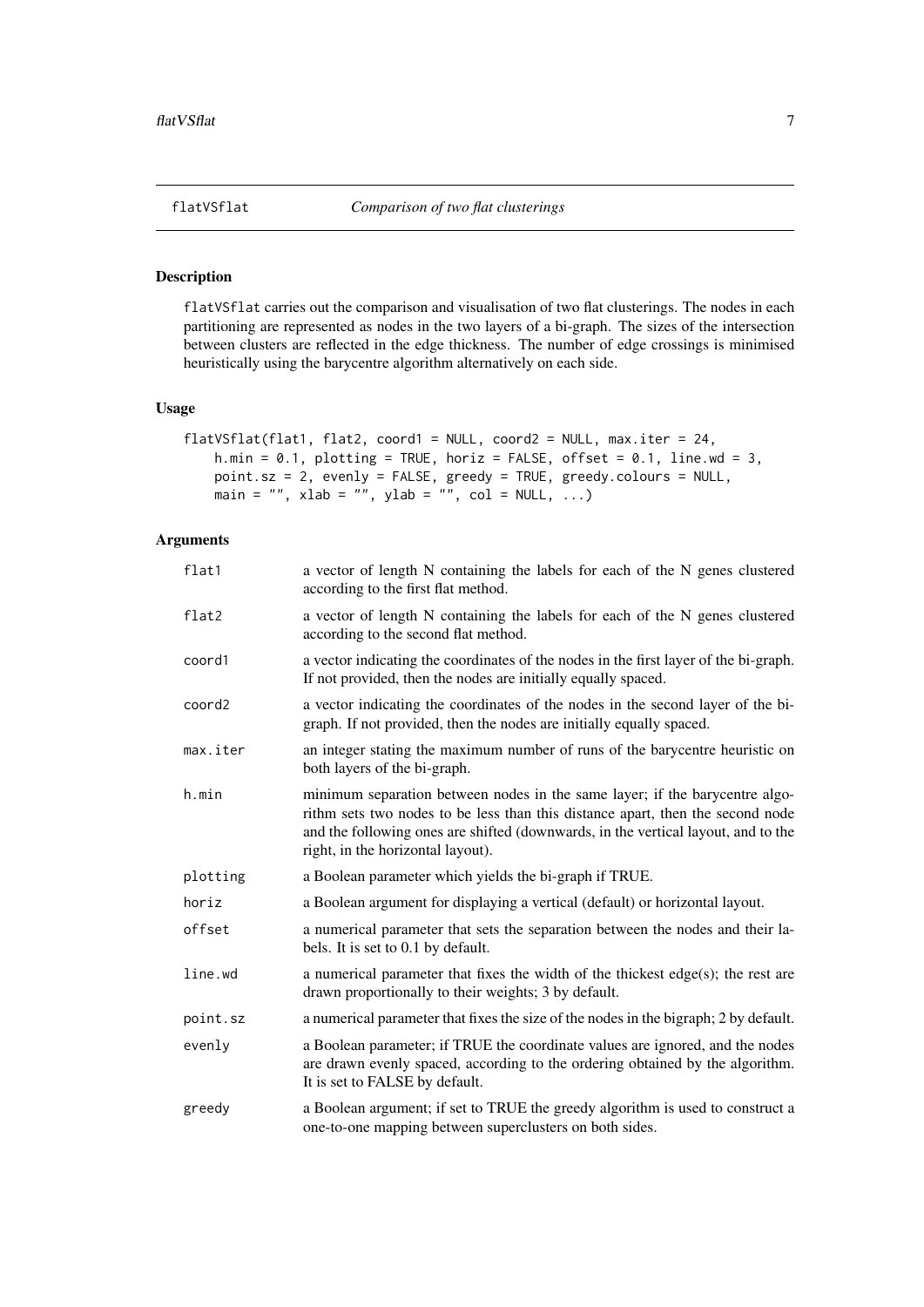## flatVSflat — *Comparison of two flat clusterings*

### Description

`flatVSflat` carries out the comparison and visualisation of two flat clusterings. The nodes in each partitioning are represented as nodes in the two layers of a bi-graph. The sizes of the intersection between clusters are reflected in the edge thickness. The number of edge crossings is minimised heuristically using the barycentre algorithm alternatively on each side.

### Usage

```
flatVSflat(flat1, flat2, coord1 = NULL, coord2 = NULL, max.iter = 24,
    h.min = 0.1, plotting = TRUE, horiz = FALSE, offset = 0.1, line.wd = 3,
    point.sz = 2, evenly = FALSE, greedy = TRUE, greedy.colours = NULL,
    main = "", xlab = "", ylab = "", col = NULL, ...)
```

### Arguments

| | |
|---|---|
| `flat1` | a vector of length N containing the labels for each of the N genes clustered according to the first flat method. |
| `flat2` | a vector of length N containing the labels for each of the N genes clustered according to the second flat method. |
| `coord1` | a vector indicating the coordinates of the nodes in the first layer of the bi-graph. If not provided, then the nodes are initially equally spaced. |
| `coord2` | a vector indicating the coordinates of the nodes in the second layer of the bi-graph. If not provided, then the nodes are initially equally spaced. |
| `max.iter` | an integer stating the maximum number of runs of the barycentre heuristic on both layers of the bi-graph. |
| `h.min` | minimum separation between nodes in the same layer; if the barycentre algorithm sets two nodes to be less than this distance apart, then the second node and the following ones are shifted (downwards, in the vertical layout, and to the right, in the horizontal layout). |
| `plotting` | a Boolean parameter which yields the bi-graph if TRUE. |
| `horiz` | a Boolean argument for displaying a vertical (default) or horizontal layout. |
| `offset` | a numerical parameter that sets the separation between the nodes and their labels. It is set to 0.1 by default. |
| `line.wd` | a numerical parameter that fixes the width of the thickest edge(s); the rest are drawn proportionally to their weights; 3 by default. |
| `point.sz` | a numerical parameter that fixes the size of the nodes in the bigraph; 2 by default. |
| `evenly` | a Boolean parameter; if TRUE the coordinate values are ignored, and the nodes are drawn evenly spaced, according to the ordering obtained by the algorithm. It is set to FALSE by default. |
| `greedy` | a Boolean argument; if set to TRUE the greedy algorithm is used to construct a one-to-one mapping between superclusters on both sides. |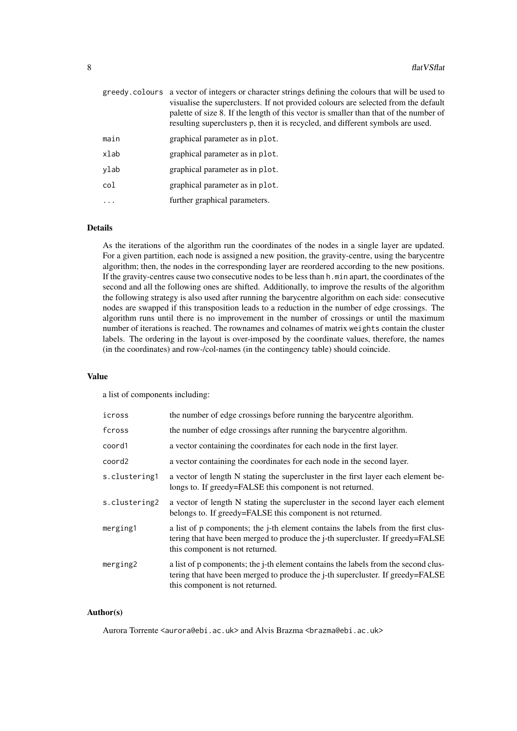| | |
|---|---|
| `greedy.colours` | a vector of integers or character strings defining the colours that will be used to visualise the superclusters. If not provided colours are selected from the default palette of size 8. If the length of this vector is smaller than that of the number of resulting superclusters p, then it is recycled, and different symbols are used. |
| `main` | graphical parameter as in `plot`. |
| `xlab` | graphical parameter as in `plot`. |
| `ylab` | graphical parameter as in `plot`. |
| `col` | graphical parameter as in `plot`. |
| `...` | further graphical parameters. |

## Details

As the iterations of the algorithm run the coordinates of the nodes in a single layer are updated. For a given partition, each node is assigned a new position, the gravity-centre, using the barycentre algorithm; then, the nodes in the corresponding layer are reordered according to the new positions. If the gravity-centres cause two consecutive nodes to be less than `h.min` apart, the coordinates of the second and all the following ones are shifted. Additionally, to improve the results of the algorithm the following strategy is also used after running the barycentre algorithm on each side: consecutive nodes are swapped if this transposition leads to a reduction in the number of edge crossings. The algorithm runs until there is no improvement in the number of crossings or until the maximum number of iterations is reached. The rownames and colnames of matrix `weights` contain the cluster labels. The ordering in the layout is over-imposed by the coordinate values, therefore, the names (in the coordinates) and row-/col-names (in the contingency table) should coincide.

## Value

a list of components including:

| | |
|---|---|
| `icross` | the number of edge crossings before running the barycentre algorithm. |
| `fcross` | the number of edge crossings after running the barycentre algorithm. |
| `coord1` | a vector containing the coordinates for each node in the first layer. |
| `coord2` | a vector containing the coordinates for each node in the second layer. |
| `s.clustering1` | a vector of length N stating the supercluster in the first layer each element belongs to. If greedy=FALSE this component is not returned. |
| `s.clustering2` | a vector of length N stating the supercluster in the second layer each element belongs to. If greedy=FALSE this component is not returned. |
| `merging1` | a list of p components; the j-th element contains the labels from the first clustering that have been merged to produce the j-th supercluster. If greedy=FALSE this component is not returned. |
| `merging2` | a list of p components; the j-th element contains the labels from the second clustering that have been merged to produce the j-th supercluster. If greedy=FALSE this component is not returned. |

## Author(s)

Aurora Torrente <aurora@ebi.ac.uk> and Alvis Brazma <brazma@ebi.ac.uk>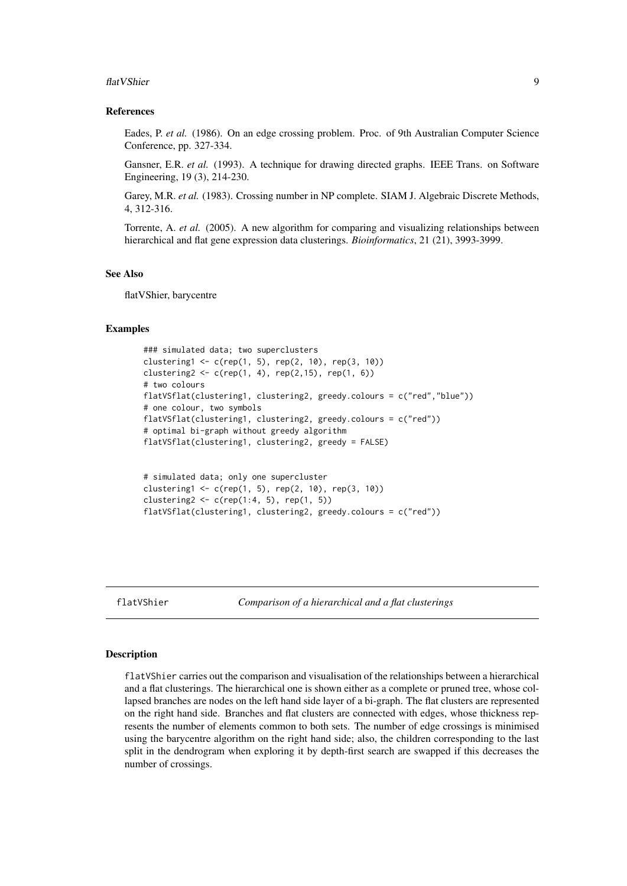### References

Eades, P. *et al.* (1986). On an edge crossing problem. Proc. of 9th Australian Computer Science Conference, pp. 327-334.

Gansner, E.R. *et al.* (1993). A technique for drawing directed graphs. IEEE Trans. on Software Engineering, 19 (3), 214-230.

Garey, M.R. *et al.* (1983). Crossing number in NP complete. SIAM J. Algebraic Discrete Methods, 4, 312-316.

Torrente, A. *et al.* (2005). A new algorithm for comparing and visualizing relationships between hierarchical and flat gene expression data clusterings. *Bioinformatics*, 21 (21), 3993-3999.

### See Also

flatVShier, barycentre

### Examples

```
### simulated data; two superclusters
clustering1 <- c(rep(1, 5), rep(2, 10), rep(3, 10))
clustering2 <- c(rep(1, 4), rep(2,15), rep(1, 6))
# two colours
flatVSflat(clustering1, clustering2, greedy.colours = c("red","blue"))
# one colour, two symbols
flatVSflat(clustering1, clustering2, greedy.colours = c("red"))
# optimal bi-graph without greedy algorithm
flatVSflat(clustering1, clustering2, greedy = FALSE)


# simulated data; only one supercluster
clustering1 <- c(rep(1, 5), rep(2, 10), rep(3, 10))
clustering2 <- c(rep(1:4, 5), rep(1, 5))
flatVSflat(clustering1, clustering2, greedy.colours = c("red"))
```

---

## flatVShier — *Comparison of a hierarchical and a flat clusterings*

---

### Description

`flatVShier` carries out the comparison and visualisation of the relationships between a hierarchical and a flat clusterings. The hierarchical one is shown either as a complete or pruned tree, whose collapsed branches are nodes on the left hand side layer of a bi-graph. The flat clusters are represented on the right hand side. Branches and flat clusters are connected with edges, whose thickness represents the number of elements common to both sets. The number of edge crossings is minimised using the barycentre algorithm on the right hand side; also, the children corresponding to the last split in the dendrogram when exploring it by depth-first search are swapped if this decreases the number of crossings.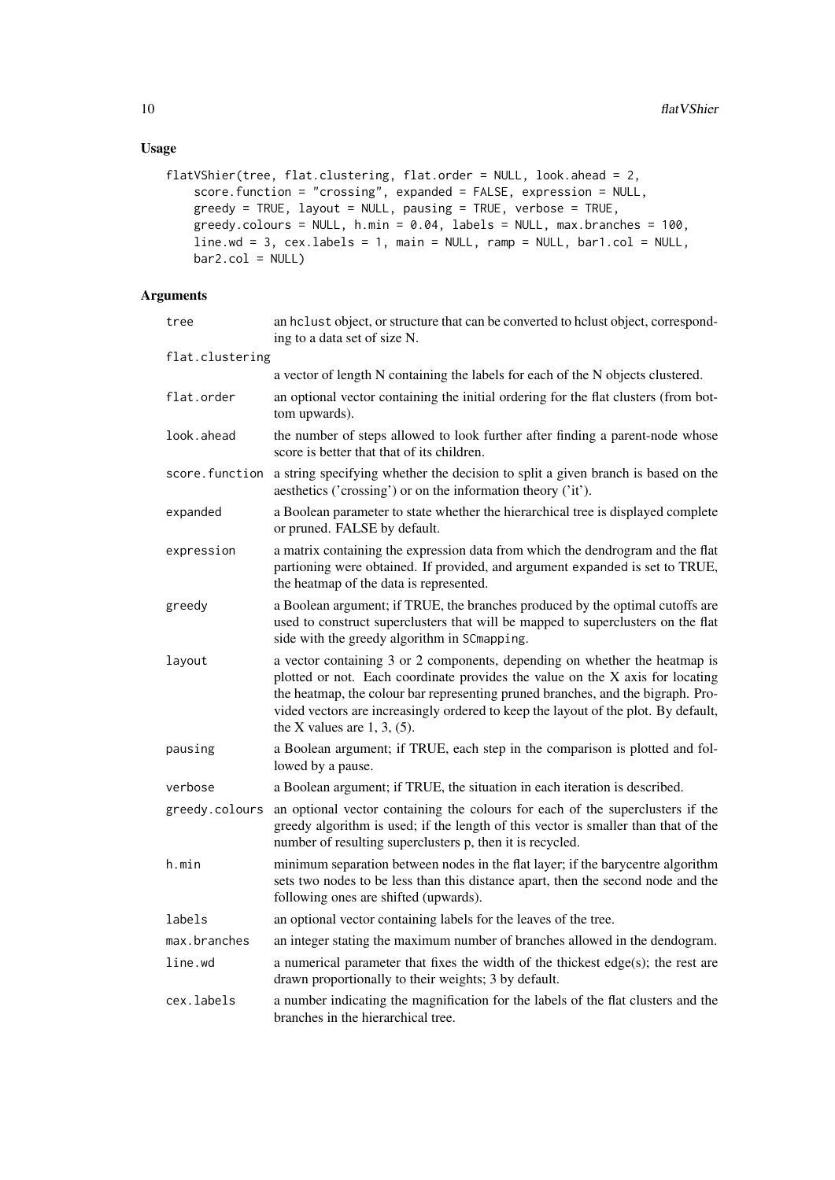## Usage

```
flatVShier(tree, flat.clustering, flat.order = NULL, look.ahead = 2,
    score.function = "crossing", expanded = FALSE, expression = NULL,
    greedy = TRUE, layout = NULL, pausing = TRUE, verbose = TRUE,
    greedy.colours = NULL, h.min = 0.04, labels = NULL, max.branches = 100,
    line.wd = 3, cex.labels = 1, main = NULL, ramp = NULL, bar1.col = NULL,
    bar2.col = NULL)
```

## Arguments

| | |
|---|---|
| `tree` | an `hclust` object, or structure that can be converted to hclust object, corresponding to a data set of size N. |
| `flat.clustering` | a vector of length N containing the labels for each of the N objects clustered. |
| `flat.order` | an optional vector containing the initial ordering for the flat clusters (from bottom upwards). |
| `look.ahead` | the number of steps allowed to look further after finding a parent-node whose score is better that that of its children. |
| `score.function` | a string specifying whether the decision to split a given branch is based on the aesthetics ('crossing') or on the information theory ('it'). |
| `expanded` | a Boolean parameter to state whether the hierarchical tree is displayed complete or pruned. FALSE by default. |
| `expression` | a matrix containing the expression data from which the dendrogram and the flat partioning were obtained. If provided, and argument `expanded` is set to TRUE, the heatmap of the data is represented. |
| `greedy` | a Boolean argument; if TRUE, the branches produced by the optimal cutoffs are used to construct superclusters that will be mapped to superclusters on the flat side with the greedy algorithm in `SCmapping`. |
| `layout` | a vector containing 3 or 2 components, depending on whether the heatmap is plotted or not. Each coordinate provides the value on the X axis for locating the heatmap, the colour bar representing pruned branches, and the bigraph. Provided vectors are increasingly ordered to keep the layout of the plot. By default, the X values are 1, 3, (5). |
| `pausing` | a Boolean argument; if TRUE, each step in the comparison is plotted and followed by a pause. |
| `verbose` | a Boolean argument; if TRUE, the situation in each iteration is described. |
| `greedy.colours` | an optional vector containing the colours for each of the superclusters if the greedy algorithm is used; if the length of this vector is smaller than that of the number of resulting superclusters p, then it is recycled. |
| `h.min` | minimum separation between nodes in the flat layer; if the barycentre algorithm sets two nodes to be less than this distance apart, then the second node and the following ones are shifted (upwards). |
| `labels` | an optional vector containing labels for the leaves of the tree. |
| `max.branches` | an integer stating the maximum number of branches allowed in the dendogram. |
| `line.wd` | a numerical parameter that fixes the width of the thickest edge(s); the rest are drawn proportionally to their weights; 3 by default. |
| `cex.labels` | a number indicating the magnification for the labels of the flat clusters and the branches in the hierarchical tree. |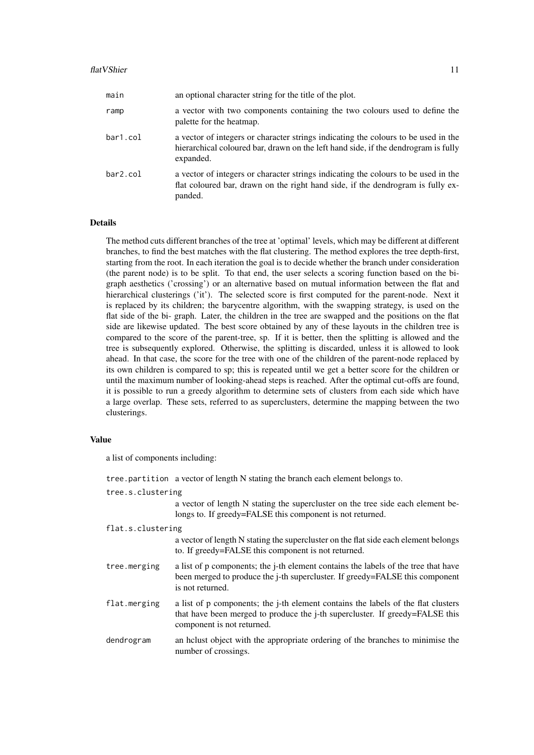| | |
|---|---|
| `main` | an optional character string for the title of the plot. |
| `ramp` | a vector with two components containing the two colours used to define the palette for the heatmap. |
| `bar1.col` | a vector of integers or character strings indicating the colours to be used in the hierarchical coloured bar, drawn on the left hand side, if the dendrogram is fully expanded. |
| `bar2.col` | a vector of integers or character strings indicating the colours to be used in the flat coloured bar, drawn on the right hand side, if the dendrogram is fully expanded. |

### Details

The method cuts different branches of the tree at 'optimal' levels, which may be different at different branches, to find the best matches with the flat clustering. The method explores the tree depth-first, starting from the root. In each iteration the goal is to decide whether the branch under consideration (the parent node) is to be split. To that end, the user selects a scoring function based on the bi-graph aesthetics ('crossing') or an alternative based on mutual information between the flat and hierarchical clusterings ('it'). The selected score is first computed for the parent-node. Next it is replaced by its children; the barycentre algorithm, with the swapping strategy, is used on the flat side of the bi- graph. Later, the children in the tree are swapped and the positions on the flat side are likewise updated. The best score obtained by any of these layouts in the children tree is compared to the score of the parent-tree, sp. If it is better, then the splitting is allowed and the tree is subsequently explored. Otherwise, the splitting is discarded, unless it is allowed to look ahead. In that case, the score for the tree with one of the children of the parent-node replaced by its own children is compared to sp; this is repeated until we get a better score for the children or until the maximum number of looking-ahead steps is reached. After the optimal cut-offs are found, it is possible to run a greedy algorithm to determine sets of clusters from each side which have a large overlap. These sets, referred to as superclusters, determine the mapping between the two clusterings.

### Value

a list of components including:

| | |
|---|---|
| `tree.partition` | a vector of length N stating the branch each element belongs to. |
| `tree.s.clustering` | a vector of length N stating the supercluster on the tree side each element belongs to. If greedy=FALSE this component is not returned. |
| `flat.s.clustering` | a vector of length N stating the supercluster on the flat side each element belongs to. If greedy=FALSE this component is not returned. |
| `tree.merging` | a list of p components; the j-th element contains the labels of the tree that have been merged to produce the j-th supercluster. If greedy=FALSE this component is not returned. |
| `flat.merging` | a list of p components; the j-th element contains the labels of the flat clusters that have been merged to produce the j-th supercluster. If greedy=FALSE this component is not returned. |
| `dendrogram` | an hclust object with the appropriate ordering of the branches to minimise the number of crossings. |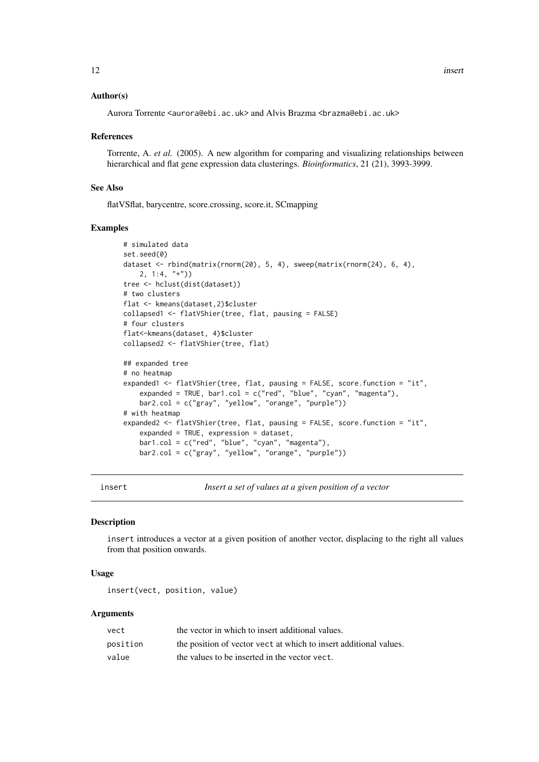### Author(s)

Aurora Torrente <aurora@ebi.ac.uk> and Alvis Brazma <brazma@ebi.ac.uk>

### References

Torrente, A. *et al.* (2005). A new algorithm for comparing and visualizing relationships between hierarchical and flat gene expression data clusterings. *Bioinformatics*, 21 (21), 3993-3999.

### See Also

flatVSflat, barycentre, score.crossing, score.it, SCmapping

### Examples

```
# simulated data
set.seed(0)
dataset <- rbind(matrix(rnorm(20), 5, 4), sweep(matrix(rnorm(24), 6, 4),
    2, 1:4, "+"))
tree <- hclust(dist(dataset))
# two clusters
flat <- kmeans(dataset,2)$cluster
collapsed1 <- flatVShier(tree, flat, pausing = FALSE)
# four clusters
flat<-kmeans(dataset, 4)$cluster
collapsed2 <- flatVShier(tree, flat)

## expanded tree
# no heatmap
expanded1 <- flatVShier(tree, flat, pausing = FALSE, score.function = "it",
    expanded = TRUE, bar1.col = c("red", "blue", "cyan", "magenta"),
    bar2.col = c("gray", "yellow", "orange", "purple"))
# with heatmap
expanded2 <- flatVShier(tree, flat, pausing = FALSE, score.function = "it",
    expanded = TRUE, expression = dataset,
    bar1.col = c("red", "blue", "cyan", "magenta"),
    bar2.col = c("gray", "yellow", "orange", "purple"))
```

## insert — *Insert a set of values at a given position of a vector*

### Description

`insert` introduces a vector at a given position of another vector, displacing to the right all values from that position onwards.

### Usage

```
insert(vect, position, value)
```

### Arguments

| | |
|---|---|
| `vect` | the vector in which to insert additional values. |
| `position` | the position of vector `vect` at which to insert additional values. |
| `value` | the values to be inserted in the vector `vect`. |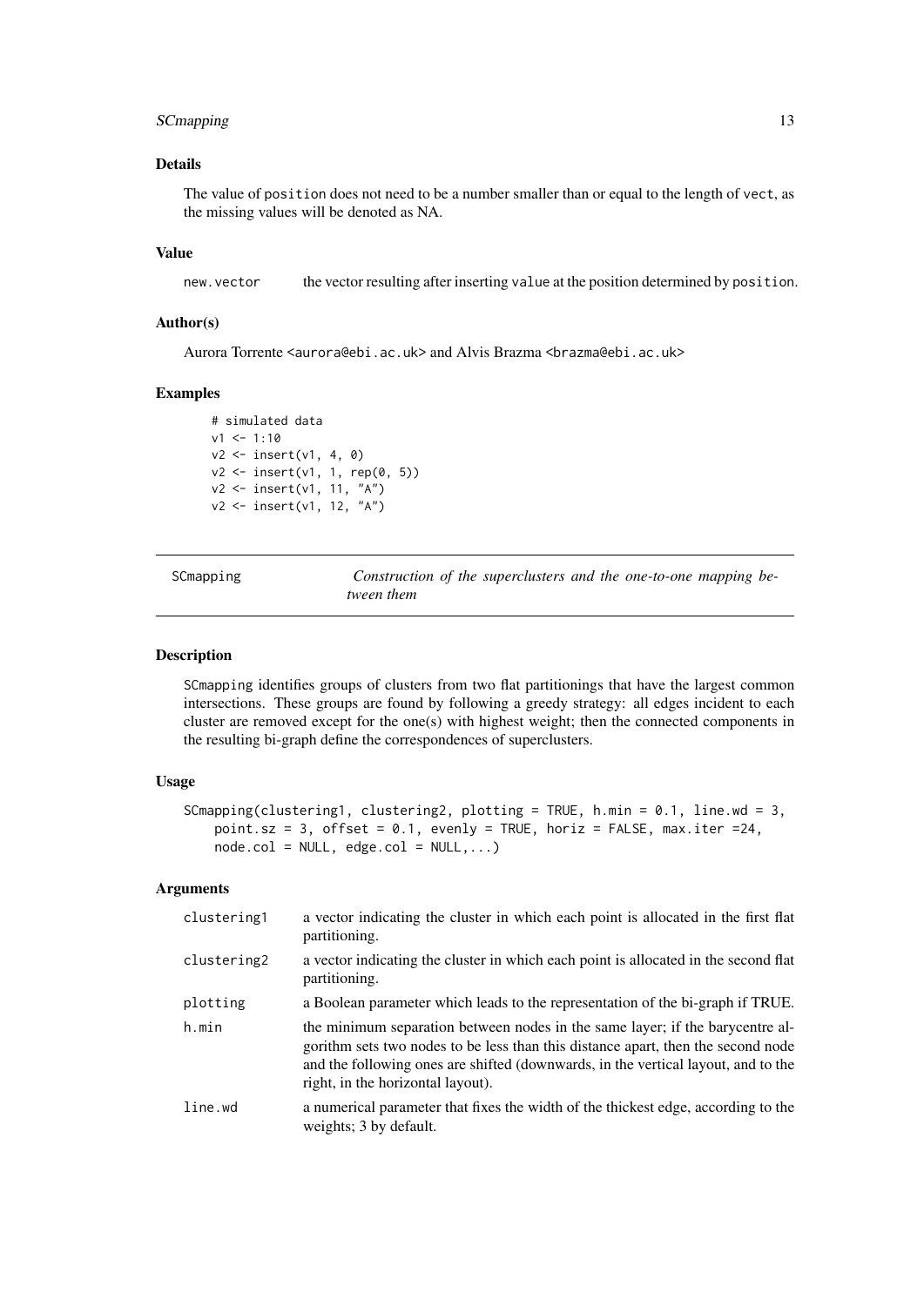### Details

The value of position does not need to be a number smaller than or equal to the length of vect, as the missing values will be denoted as NA.

### Value

| | |
|---|---|
| new.vector | the vector resulting after inserting value at the position determined by position. |

### Author(s)

Aurora Torrente <aurora@ebi.ac.uk> and Alvis Brazma <brazma@ebi.ac.uk>

### Examples

```
# simulated data
v1 <- 1:10
v2 <- insert(v1, 4, 0)
v2 <- insert(v1, 1, rep(0, 5))
v2 <- insert(v1, 11, "A")
v2 <- insert(v1, 12, "A")
```

---

## SCmapping — *Construction of the superclusters and the one-to-one mapping between them*

### Description

SCmapping identifies groups of clusters from two flat partitionings that have the largest common intersections. These groups are found by following a greedy strategy: all edges incident to each cluster are removed except for the one(s) with highest weight; then the connected components in the resulting bi-graph define the correspondences of superclusters.

### Usage

```
SCmapping(clustering1, clustering2, plotting = TRUE, h.min = 0.1, line.wd = 3,
    point.sz = 3, offset = 0.1, evenly = TRUE, horiz = FALSE, max.iter =24,
    node.col = NULL, edge.col = NULL,...)
```

### Arguments

| | |
|---|---|
| clustering1 | a vector indicating the cluster in which each point is allocated in the first flat partitioning. |
| clustering2 | a vector indicating the cluster in which each point is allocated in the second flat partitioning. |
| plotting | a Boolean parameter which leads to the representation of the bi-graph if TRUE. |
| h.min | the minimum separation between nodes in the same layer; if the barycentre algorithm sets two nodes to be less than this distance apart, then the second node and the following ones are shifted (downwards, in the vertical layout, and to the right, in the horizontal layout). |
| line.wd | a numerical parameter that fixes the width of the thickest edge, according to the weights; 3 by default. |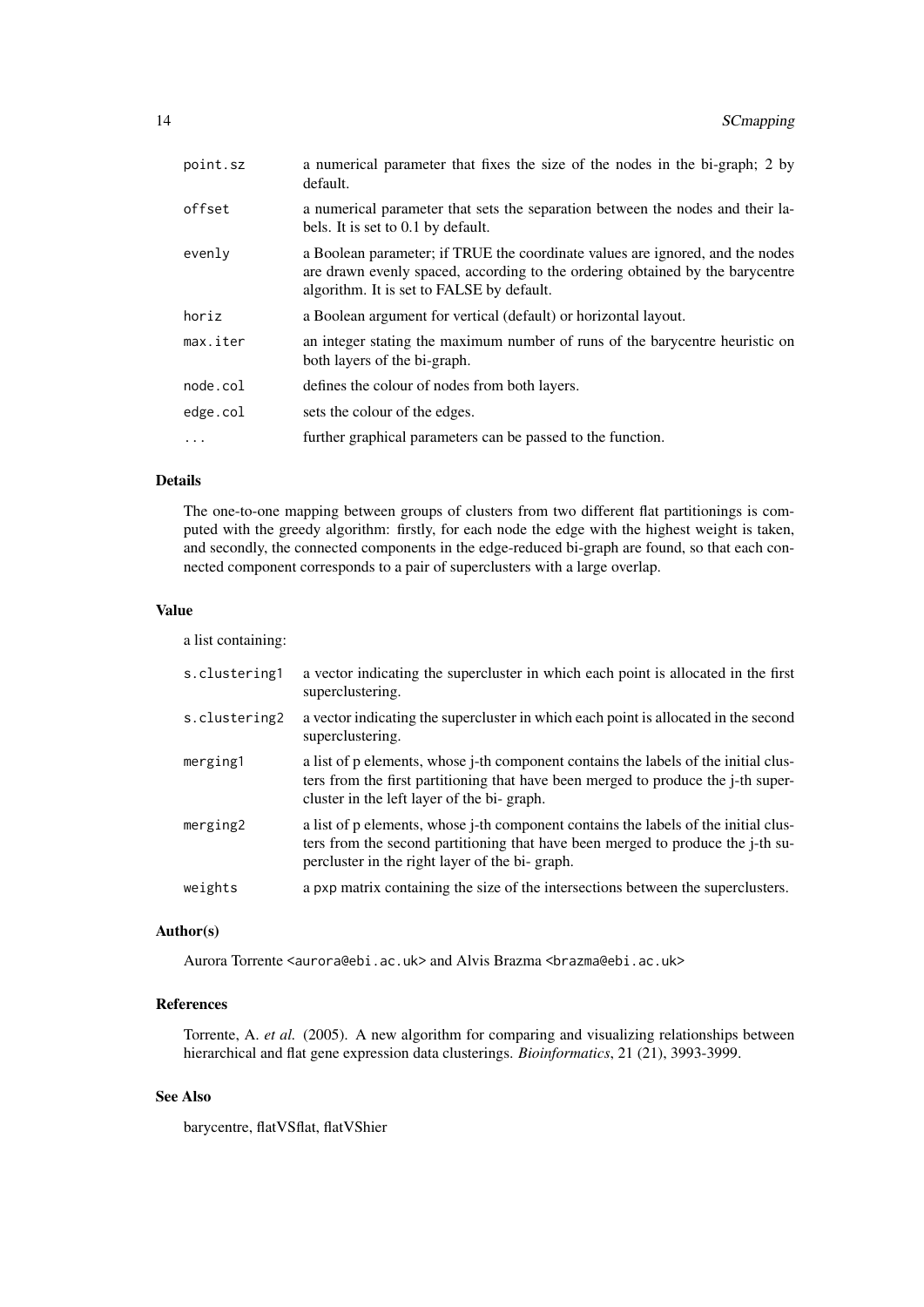| | |
|---|---|
| point.sz | a numerical parameter that fixes the size of the nodes in the bi-graph; 2 by default. |
| offset | a numerical parameter that sets the separation between the nodes and their labels. It is set to 0.1 by default. |
| evenly | a Boolean parameter; if TRUE the coordinate values are ignored, and the nodes are drawn evenly spaced, according to the ordering obtained by the barycentre algorithm. It is set to FALSE by default. |
| horiz | a Boolean argument for vertical (default) or horizontal layout. |
| max.iter | an integer stating the maximum number of runs of the barycentre heuristic on both layers of the bi-graph. |
| node.col | defines the colour of nodes from both layers. |
| edge.col | sets the colour of the edges. |
| ... | further graphical parameters can be passed to the function. |

## Details

The one-to-one mapping between groups of clusters from two different flat partitionings is computed with the greedy algorithm: firstly, for each node the edge with the highest weight is taken, and secondly, the connected components in the edge-reduced bi-graph are found, so that each connected component corresponds to a pair of superclusters with a large overlap.

## Value

a list containing:

| | |
|---|---|
| s.clustering1 | a vector indicating the supercluster in which each point is allocated in the first superclustering. |
| s.clustering2 | a vector indicating the supercluster in which each point is allocated in the second superclustering. |
| merging1 | a list of p elements, whose j-th component contains the labels of the initial clusters from the first partitioning that have been merged to produce the j-th supercluster in the left layer of the bi- graph. |
| merging2 | a list of p elements, whose j-th component contains the labels of the initial clusters from the second partitioning that have been merged to produce the j-th supercluster in the right layer of the bi- graph. |
| weights | a pxp matrix containing the size of the intersections between the superclusters. |

## Author(s)

Aurora Torrente <aurora@ebi.ac.uk> and Alvis Brazma <brazma@ebi.ac.uk>

## References

Torrente, A. *et al.* (2005). A new algorithm for comparing and visualizing relationships between hierarchical and flat gene expression data clusterings. *Bioinformatics*, 21 (21), 3993-3999.

## See Also

barycentre, flatVSflat, flatVShier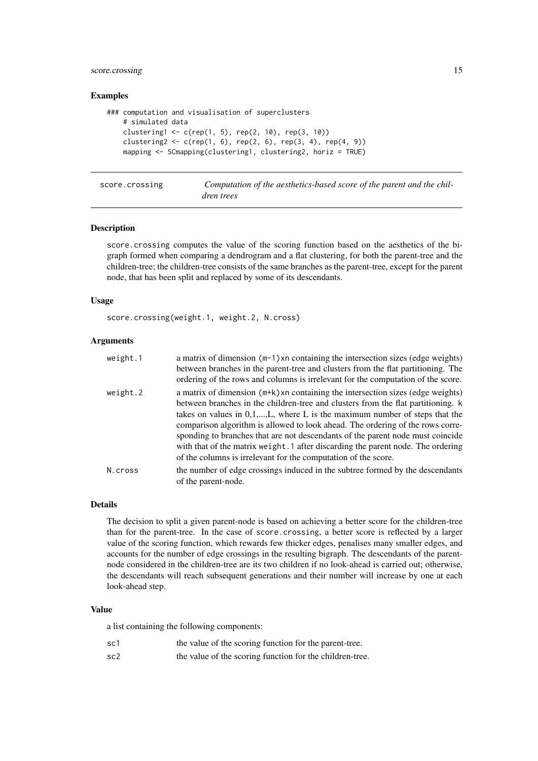### Examples

```
### computation and visualisation of superclusters
    # simulated data
    clustering1 <- c(rep(1, 5), rep(2, 10), rep(3, 10))
    clustering2 <- c(rep(1, 6), rep(2, 6), rep(3, 4), rep(4, 9))
    mapping <- SCmapping(clustering1, clustering2, horiz = TRUE)
```

---

## score.crossing — *Computation of the aesthetics-based score of the parent and the children trees*

---

### Description

score.crossing computes the value of the scoring function based on the aesthetics of the bigraph formed when comparing a dendrogram and a flat clustering, for both the parent-tree and the children-tree; the children-tree consists of the same branches as the parent-tree, except for the parent node, that has been split and replaced by some of its descendants.

### Usage

```
score.crossing(weight.1, weight.2, N.cross)
```

### Arguments

| | |
|---|---|
| weight.1 | a matrix of dimension (m-1)xn containing the intersection sizes (edge weights) between branches in the parent-tree and clusters from the flat partitioning. The ordering of the rows and columns is irrelevant for the computation of the score. |
| weight.2 | a matrix of dimension (m+k)xn containing the intersection sizes (edge weights) between branches in the children-tree and clusters from the flat partitioning. k takes on values in 0,1,...,L, where L is the maximum number of steps that the comparison algorithm is allowed to look ahead. The ordering of the rows corresponding to branches that are not descendants of the parent node must coincide with that of the matrix weight.1 after discarding the parent node. The ordering of the columns is irrelevant for the computation of the score. |
| N.cross | the number of edge crossings induced in the subtree formed by the descendants of the parent-node. |

### Details

The decision to split a given parent-node is based on achieving a better score for the children-tree than for the parent-tree. In the case of score.crossing, a better score is reflected by a larger value of the scoring function, which rewards few thicker edges, penalises many smaller edges, and accounts for the number of edge crossings in the resulting bigraph. The descendants of the parent-node considered in the children-tree are its two children if no look-ahead is carried out; otherwise, the descendants will reach subsequent generations and their number will increase by one at each look-ahead step.

### Value

a list containing the following components:

| | |
|---|---|
| sc1 | the value of the scoring function for the parent-tree. |
| sc2 | the value of the scoring function for the children-tree. |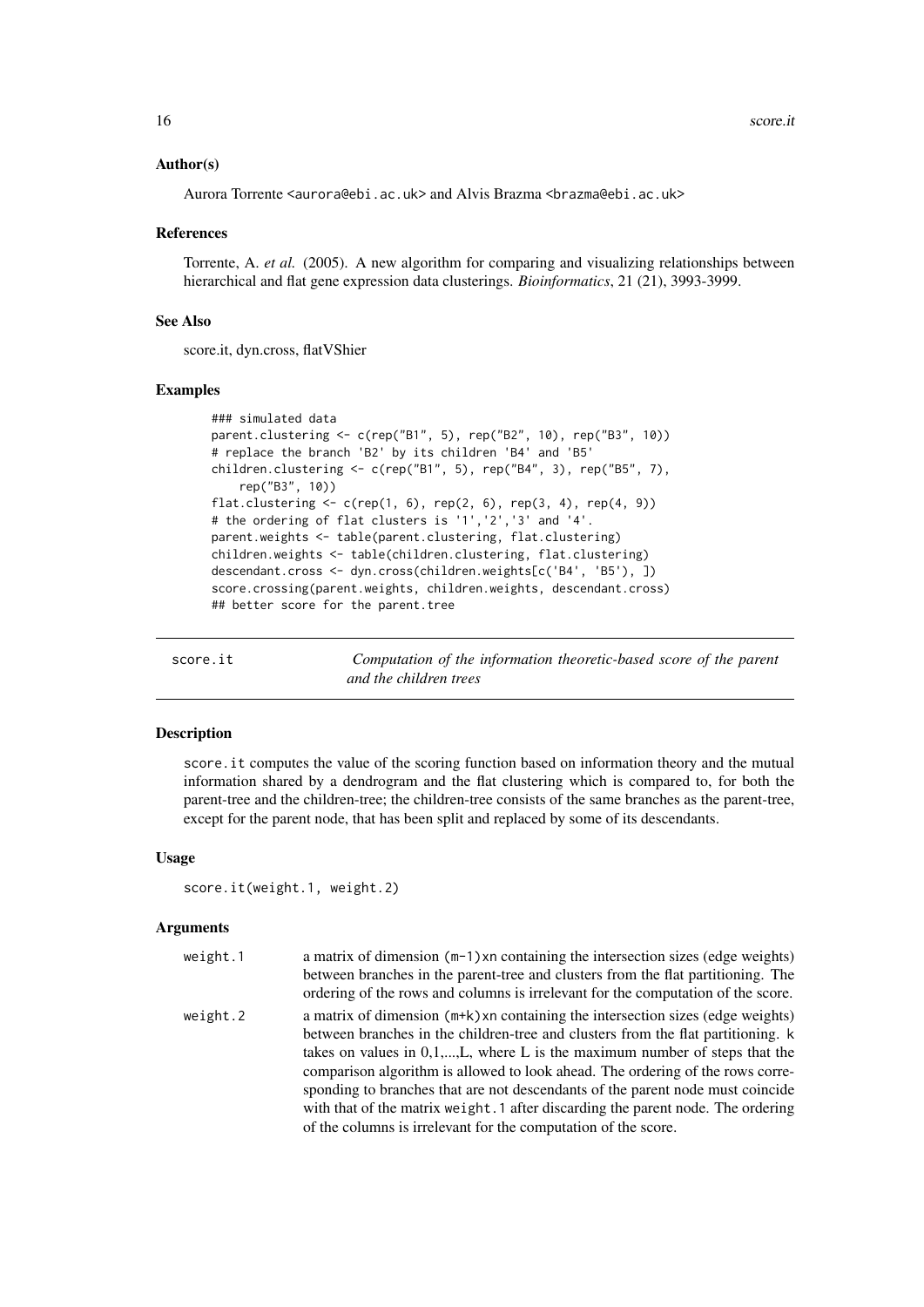### Author(s)

Aurora Torrente <aurora@ebi.ac.uk> and Alvis Brazma <brazma@ebi.ac.uk>

### References

Torrente, A. *et al.* (2005). A new algorithm for comparing and visualizing relationships between hierarchical and flat gene expression data clusterings. *Bioinformatics*, 21 (21), 3993-3999.

### See Also

score.it, dyn.cross, flatVShier

### Examples

```
### simulated data
parent.clustering <- c(rep("B1", 5), rep("B2", 10), rep("B3", 10))
# replace the branch 'B2' by its children 'B4' and 'B5'
children.clustering <- c(rep("B1", 5), rep("B4", 3), rep("B5", 7),
    rep("B3", 10))
flat.clustering <- c(rep(1, 6), rep(2, 6), rep(3, 4), rep(4, 9))
# the ordering of flat clusters is '1','2','3' and '4'.
parent.weights <- table(parent.clustering, flat.clustering)
children.weights <- table(children.clustering, flat.clustering)
descendant.cross <- dyn.cross(children.weights[c('B4', 'B5'), ])
score.crossing(parent.weights, children.weights, descendant.cross)
## better score for the parent.tree
```

---

## score.it — *Computation of the information theoretic-based score of the parent and the children trees*

### Description

score.it computes the value of the scoring function based on information theory and the mutual information shared by a dendrogram and the flat clustering which is compared to, for both the parent-tree and the children-tree; the children-tree consists of the same branches as the parent-tree, except for the parent node, that has been split and replaced by some of its descendants.

### Usage

```
score.it(weight.1, weight.2)
```

### Arguments

| | |
|---|---|
| weight.1 | a matrix of dimension (m-1)xn containing the intersection sizes (edge weights) between branches in the parent-tree and clusters from the flat partitioning. The ordering of the rows and columns is irrelevant for the computation of the score. |
| weight.2 | a matrix of dimension (m+k)xn containing the intersection sizes (edge weights) between branches in the children-tree and clusters from the flat partitioning. k takes on values in 0,1,...,L, where L is the maximum number of steps that the comparison algorithm is allowed to look ahead. The ordering of the rows corresponding to branches that are not descendants of the parent node must coincide with that of the matrix weight.1 after discarding the parent node. The ordering of the columns is irrelevant for the computation of the score. |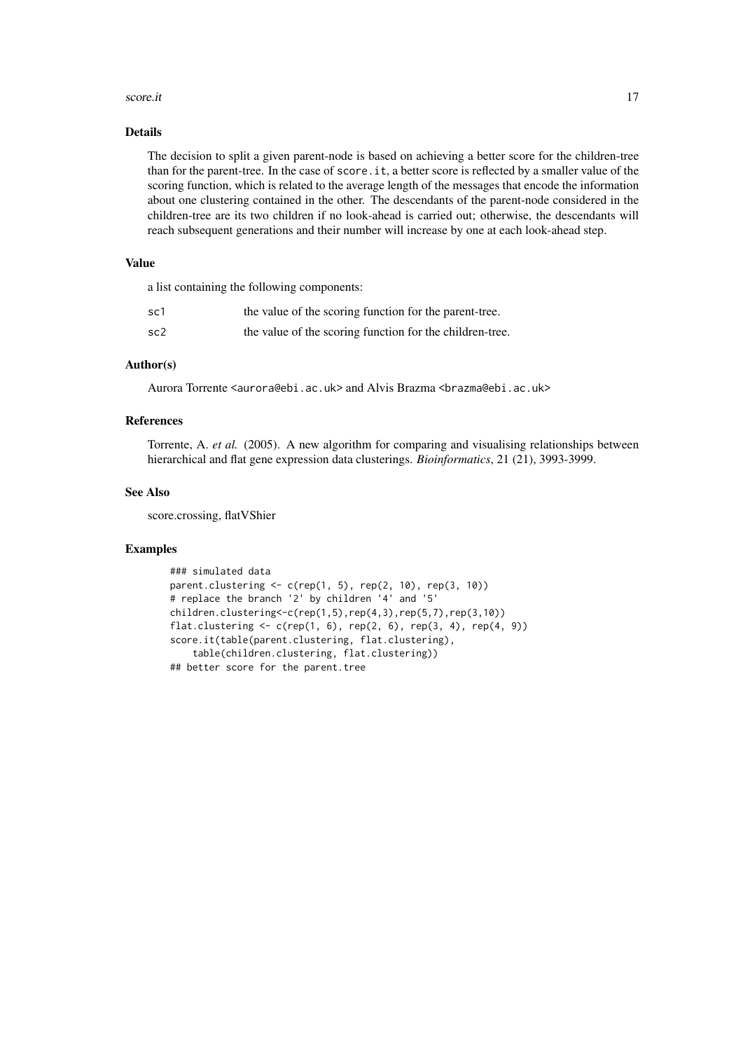### Details

The decision to split a given parent-node is based on achieving a better score for the children-tree than for the parent-tree. In the case of `score.it`, a better score is reflected by a smaller value of the scoring function, which is related to the average length of the messages that encode the information about one clustering contained in the other. The descendants of the parent-node considered in the children-tree are its two children if no look-ahead is carried out; otherwise, the descendants will reach subsequent generations and their number will increase by one at each look-ahead step.

### Value

a list containing the following components:

| | |
|---|---|
| sc1 | the value of the scoring function for the parent-tree. |
| sc2 | the value of the scoring function for the children-tree. |

### Author(s)

Aurora Torrente <aurora@ebi.ac.uk> and Alvis Brazma <brazma@ebi.ac.uk>

### References

Torrente, A. *et al.* (2005). A new algorithm for comparing and visualising relationships between hierarchical and flat gene expression data clusterings. *Bioinformatics*, 21 (21), 3993-3999.

### See Also

score.crossing, flatVShier

### Examples

```
### simulated data
parent.clustering <- c(rep(1, 5), rep(2, 10), rep(3, 10))
# replace the branch '2' by children '4' and '5'
children.clustering<-c(rep(1,5),rep(4,3),rep(5,7),rep(3,10))
flat.clustering <- c(rep(1, 6), rep(2, 6), rep(3, 4), rep(4, 9))
score.it(table(parent.clustering, flat.clustering),
    table(children.clustering, flat.clustering))
## better score for the parent.tree
```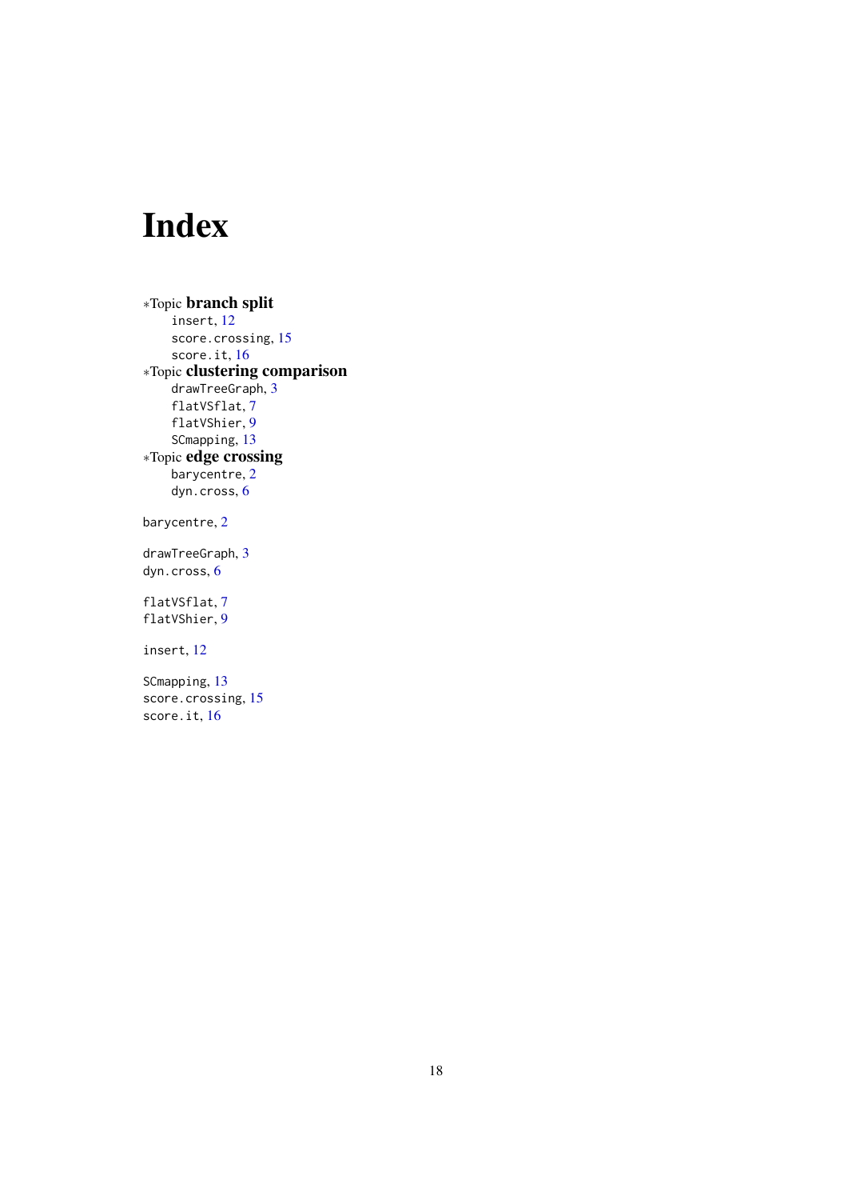# Index

∗Topic **branch split**
- insert, 12
- score.crossing, 15
- score.it, 16

∗Topic **clustering comparison**
- drawTreeGraph, 3
- flatVSflat, 7
- flatVShier, 9
- SCmapping, 13

∗Topic **edge crossing**
- barycentre, 2
- dyn.cross, 6

barycentre, 2

drawTreeGraph, 3
dyn.cross, 6

flatVSflat, 7
flatVShier, 9

insert, 12

SCmapping, 13
score.crossing, 15
score.it, 16